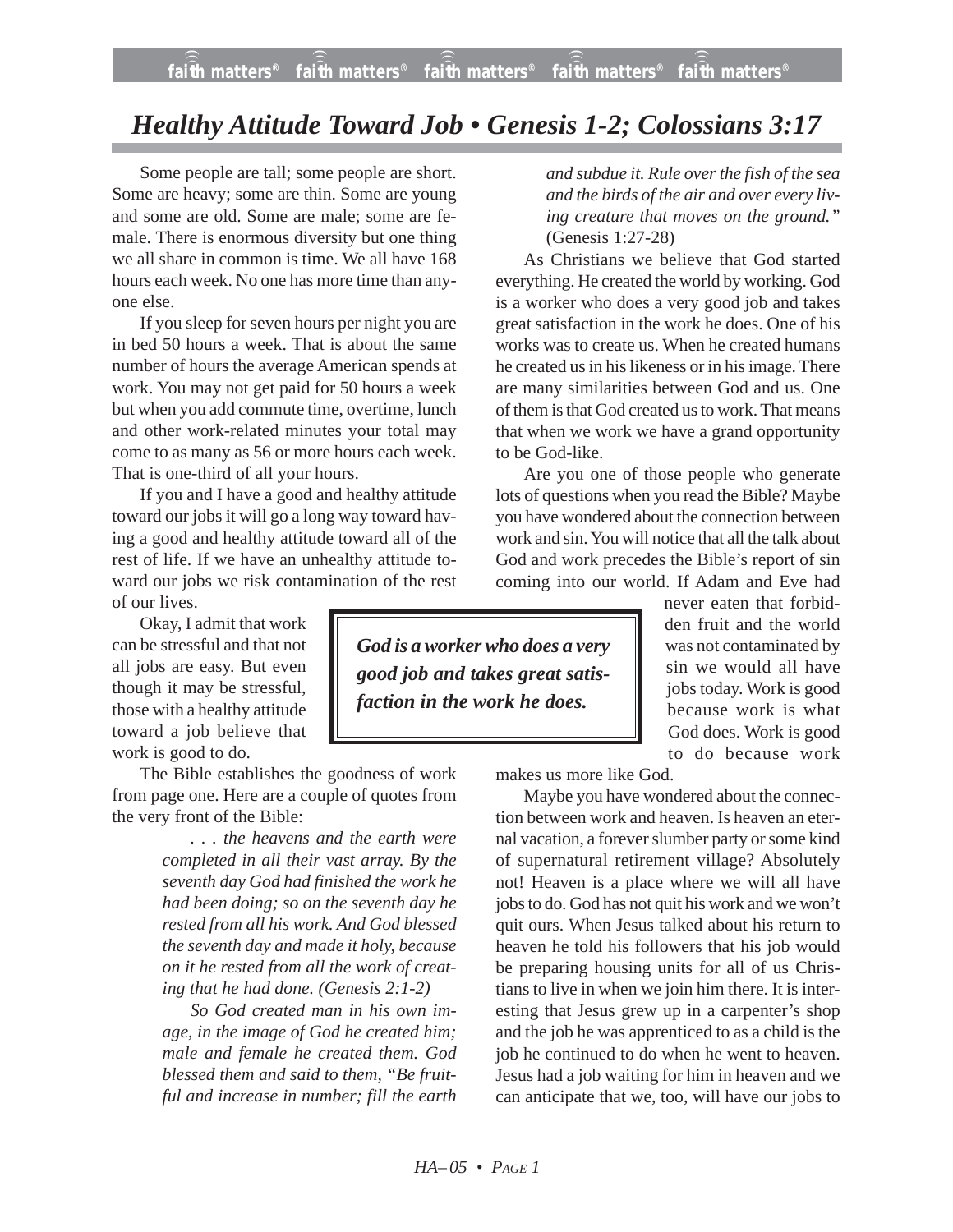# *Healthy Attitude Toward Job • Genesis 1-2; Colossians 3:17*

Some people are tall; some people are short. Some are heavy; some are thin. Some are young and some are old. Some are male; some are female. There is enormous diversity but one thing we all share in common is time. We all have 168 hours each week. No one has more time than anyone else.

If you sleep for seven hours per night you are in bed 50 hours a week. That is about the same number of hours the average American spends at work. You may not get paid for 50 hours a week but when you add commute time, overtime, lunch and other work-related minutes your total may come to as many as 56 or more hours each week. That is one-third of all your hours.

If you and I have a good and healthy attitude toward our jobs it will go a long way toward having a good and healthy attitude toward all of the rest of life. If we have an unhealthy attitude toward our jobs we risk contamination of the rest of our lives.

Okay, I admit that work can be stressful and that not all jobs are easy. But even though it may be stressful, those with a healthy attitude toward a job believe that work is good to do.

The Bible establishes the goodness of work from page one. Here are a couple of quotes from the very front of the Bible:

> *. . . the heavens and the earth were completed in all their vast array. By the seventh day God had finished the work he had been doing; so on the seventh day he rested from all his work. And God blessed the seventh day and made it holy, because on it he rested from all the work of creating that he had done. (Genesis 2:1-2)*
>
> *So God created man in his own image, in the image of God he created him; male and female he created them. God blessed them and said to them, "Be fruitful and increase in number; fill the earth and subdue it. Rule over the fish of the sea and the birds of the air and over every living creature that moves on the ground."* (Genesis 1:27-28)

As Christians we believe that God started everything. He created the world by working. God is a worker who does a very good job and takes great satisfaction in the work he does. One of his works was to create us. When he created humans he created us in his likeness or in his image. There are many similarities between God and us. One of them is that God created us to work. That means that when we work we have a grand opportunity to be God-like.

> ***God is a worker who does a very good job and takes great satisfaction in the work he does.***

Are you one of those people who generate lots of questions when you read the Bible? Maybe you have wondered about the connection between work and sin. You will notice that all the talk about God and work precedes the Bible's report of sin coming into our world. If Adam and Eve had never eaten that forbidden fruit and the world was not contaminated by sin we would all have jobs today. Work is good because work is what God does. Work is good to do because work makes us more like God.

Maybe you have wondered about the connection between work and heaven. Is heaven an eternal vacation, a forever slumber party or some kind of supernatural retirement village? Absolutely not! Heaven is a place where we will all have jobs to do. God has not quit his work and we won't quit ours. When Jesus talked about his return to heaven he told his followers that his job would be preparing housing units for all of us Christians to live in when we join him there. It is interesting that Jesus grew up in a carpenter's shop and the job he was apprenticed to as a child is the job he continued to do when he went to heaven. Jesus had a job waiting for him in heaven and we can anticipate that we, too, will have our jobs to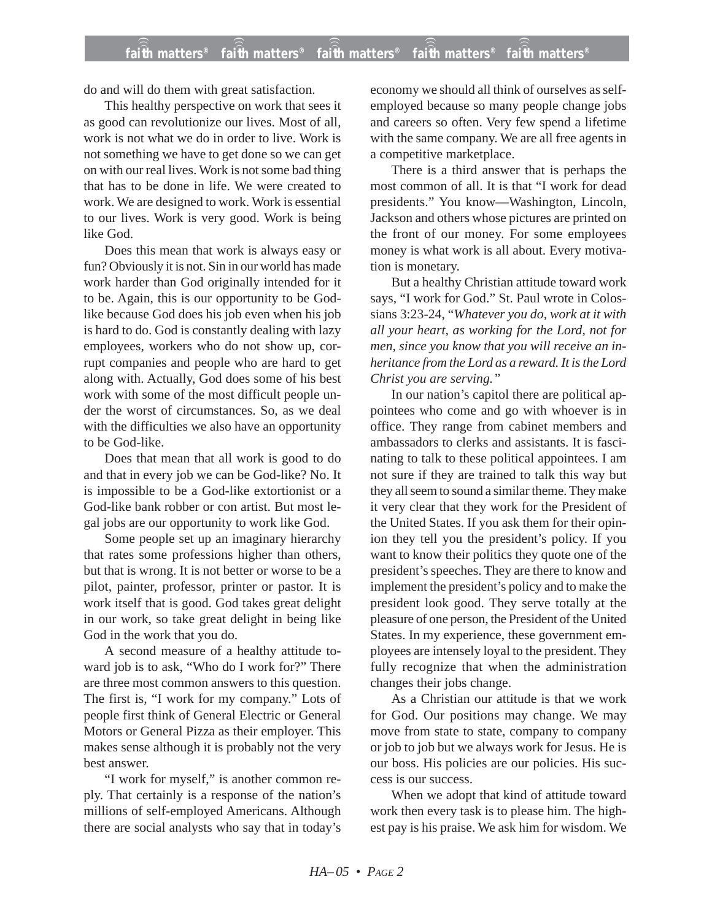do and will do them with great satisfaction.

This healthy perspective on work that sees it as good can revolutionize our lives. Most of all, work is not what we do in order to live. Work is not something we have to get done so we can get on with our real lives. Work is not some bad thing that has to be done in life. We were created to work. We are designed to work. Work is essential to our lives. Work is very good. Work is being like God.

Does this mean that work is always easy or fun? Obviously it is not. Sin in our world has made work harder than God originally intended for it to be. Again, this is our opportunity to be God-like because God does his job even when his job is hard to do. God is constantly dealing with lazy employees, workers who do not show up, corrupt companies and people who are hard to get along with. Actually, God does some of his best work with some of the most difficult people under the worst of circumstances. So, as we deal with the difficulties we also have an opportunity to be God-like.

Does that mean that all work is good to do and that in every job we can be God-like? No. It is impossible to be a God-like extortionist or a God-like bank robber or con artist. But most legal jobs are our opportunity to work like God.

Some people set up an imaginary hierarchy that rates some professions higher than others, but that is wrong. It is not better or worse to be a pilot, painter, professor, printer or pastor. It is work itself that is good. God takes great delight in our work, so take great delight in being like God in the work that you do.

A second measure of a healthy attitude toward job is to ask, "Who do I work for?" There are three most common answers to this question. The first is, "I work for my company." Lots of people first think of General Electric or General Motors or General Pizza as their employer. This makes sense although it is probably not the very best answer.

"I work for myself," is another common reply. That certainly is a response of the nation's millions of self-employed Americans. Although there are social analysts who say that in today's economy we should all think of ourselves as self-employed because so many people change jobs and careers so often. Very few spend a lifetime with the same company. We are all free agents in a competitive marketplace.

There is a third answer that is perhaps the most common of all. It is that "I work for dead presidents." You know—Washington, Lincoln, Jackson and others whose pictures are printed on the front of our money. For some employees money is what work is all about. Every motivation is monetary.

But a healthy Christian attitude toward work says, "I work for God." St. Paul wrote in Colossians 3:23-24, "*Whatever you do, work at it with all your heart, as working for the Lord, not for men, since you know that you will receive an inheritance from the Lord as a reward. It is the Lord Christ you are serving.*"

In our nation's capitol there are political appointees who come and go with whoever is in office. They range from cabinet members and ambassadors to clerks and assistants. It is fascinating to talk to these political appointees. I am not sure if they are trained to talk this way but they all seem to sound a similar theme. They make it very clear that they work for the President of the United States. If you ask them for their opinion they tell you the president's policy. If you want to know their politics they quote one of the president's speeches. They are there to know and implement the president's policy and to make the president look good. They serve totally at the pleasure of one person, the President of the United States. In my experience, these government employees are intensely loyal to the president. They fully recognize that when the administration changes their jobs change.

As a Christian our attitude is that we work for God. Our positions may change. We may move from state to state, company to company or job to job but we always work for Jesus. He is our boss. His policies are our policies. His success is our success.

When we adopt that kind of attitude toward work then every task is to please him. The highest pay is his praise. We ask him for wisdom. We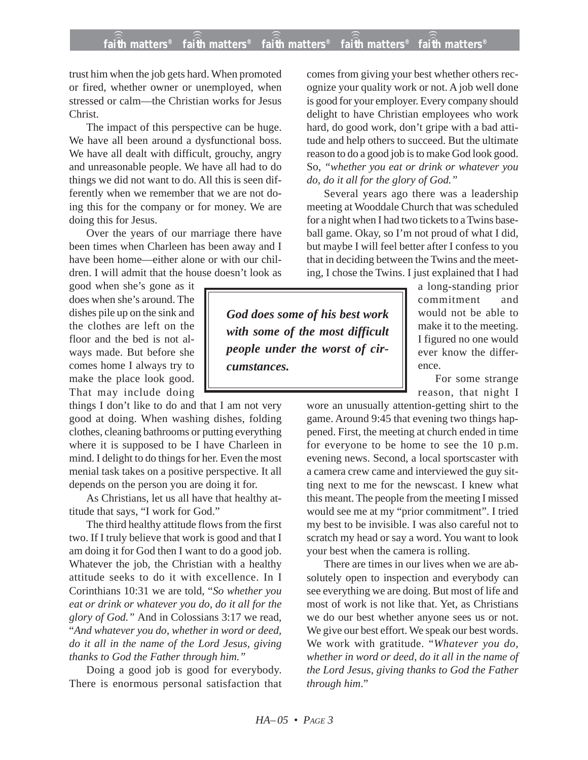trust him when the job gets hard. When promoted or fired, whether owner or unemployed, when stressed or calm—the Christian works for Jesus Christ.

The impact of this perspective can be huge. We have all been around a dysfunctional boss. We have all dealt with difficult, grouchy, angry and unreasonable people. We have all had to do things we did not want to do. All this is seen differently when we remember that we are not doing this for the company or for money. We are doing this for Jesus.

Over the years of our marriage there have been times when Charleen has been away and I have been home—either alone or with our children. I will admit that the house doesn't look as good when she's gone as it does when she's around. The dishes pile up on the sink and the clothes are left on the floor and the bed is not always made. But before she comes home I always try to make the place look good. That may include doing things I don't like to do and that I am not very good at doing. When washing dishes, folding clothes, cleaning bathrooms or putting everything where it is supposed to be I have Charleen in mind. I delight to do things for her. Even the most menial task takes on a positive perspective. It all depends on the person you are doing it for.

As Christians, let us all have that healthy attitude that says, "I work for God."

The third healthy attitude flows from the first two. If I truly believe that work is good and that I am doing it for God then I want to do a good job. Whatever the job, the Christian with a healthy attitude seeks to do it with excellence. In I Corinthians 10:31 we are told, "*So whether you eat or drink or whatever you do, do it all for the glory of God.*" And in Colossians 3:17 we read, "*And whatever you do, whether in word or deed, do it all in the name of the Lord Jesus, giving thanks to God the Father through him.*"

Doing a good job is good for everybody. There is enormous personal satisfaction that comes from giving your best whether others recognize your quality work or not. A job well done is good for your employer. Every company should delight to have Christian employees who work hard, do good work, don't gripe with a bad attitude and help others to succeed. But the ultimate reason to do a good job is to make God look good. So, *"whether you eat or drink or whatever you do, do it all for the glory of God."*

> ***God does some of his best work with some of the most difficult people under the worst of circumstances.***

Several years ago there was a leadership meeting at Wooddale Church that was scheduled for a night when I had two tickets to a Twins baseball game. Okay, so I'm not proud of what I did, but maybe I will feel better after I confess to you that in deciding between the Twins and the meeting, I chose the Twins. I just explained that I had a long-standing prior commitment and would not be able to make it to the meeting. I figured no one would ever know the difference.

For some strange reason, that night I wore an unusually attention-getting shirt to the game. Around 9:45 that evening two things happened. First, the meeting at church ended in time for everyone to be home to see the 10 p.m. evening news. Second, a local sportscaster with a camera crew came and interviewed the guy sitting next to me for the newscast. I knew what this meant. The people from the meeting I missed would see me at my "prior commitment". I tried my best to be invisible. I was also careful not to scratch my head or say a word. You want to look your best when the camera is rolling.

There are times in our lives when we are absolutely open to inspection and everybody can see everything we are doing. But most of life and most of work is not like that. Yet, as Christians we do our best whether anyone sees us or not. We give our best effort. We speak our best words. We work with gratitude. "*Whatever you do, whether in word or deed, do it all in the name of the Lord Jesus, giving thanks to God the Father through him*."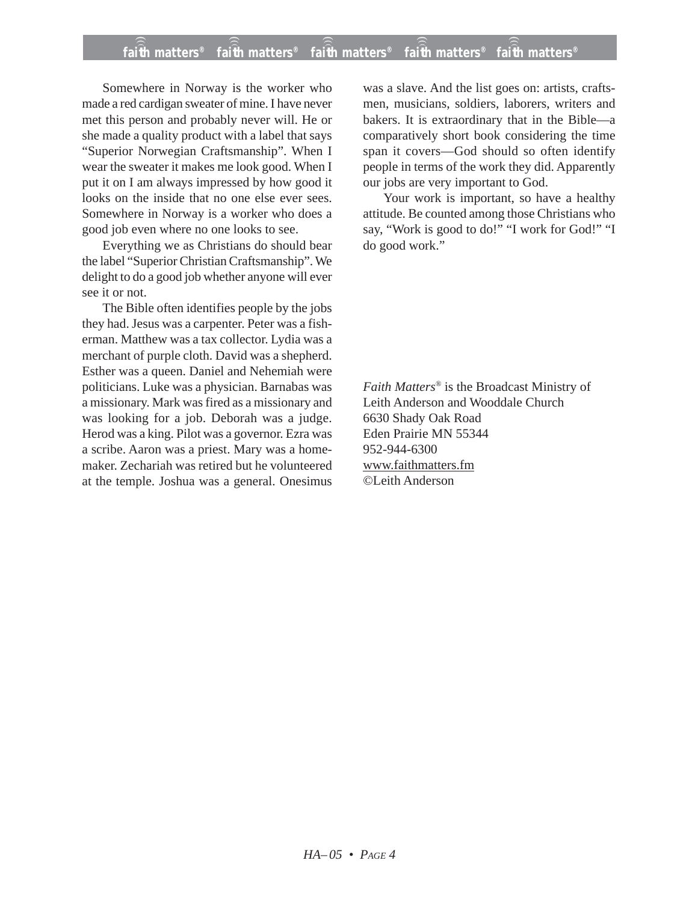Somewhere in Norway is the worker who made a red cardigan sweater of mine. I have never met this person and probably never will. He or she made a quality product with a label that says "Superior Norwegian Craftsmanship". When I wear the sweater it makes me look good. When I put it on I am always impressed by how good it looks on the inside that no one else ever sees. Somewhere in Norway is a worker who does a good job even where no one looks to see.

Everything we as Christians do should bear the label "Superior Christian Craftsmanship". We delight to do a good job whether anyone will ever see it or not.

The Bible often identifies people by the jobs they had. Jesus was a carpenter. Peter was a fisherman. Matthew was a tax collector. Lydia was a merchant of purple cloth. David was a shepherd. Esther was a queen. Daniel and Nehemiah were politicians. Luke was a physician. Barnabas was a missionary. Mark was fired as a missionary and was looking for a job. Deborah was a judge. Herod was a king. Pilot was a governor. Ezra was a scribe. Aaron was a priest. Mary was a homemaker. Zechariah was retired but he volunteered at the temple. Joshua was a general. Onesimus was a slave. And the list goes on: artists, craftsmen, musicians, soldiers, laborers, writers and bakers. It is extraordinary that in the Bible—a comparatively short book considering the time span it covers—God should so often identify people in terms of the work they did. Apparently our jobs are very important to God.

Your work is important, so have a healthy attitude. Be counted among those Christians who say, "Work is good to do!" "I work for God!" "I do good work."

*Faith Matters*® is the Broadcast Ministry of Leith Anderson and Wooddale Church
6630 Shady Oak Road
Eden Prairie MN 55344
952-944-6300
www.faithmatters.fm
©Leith Anderson